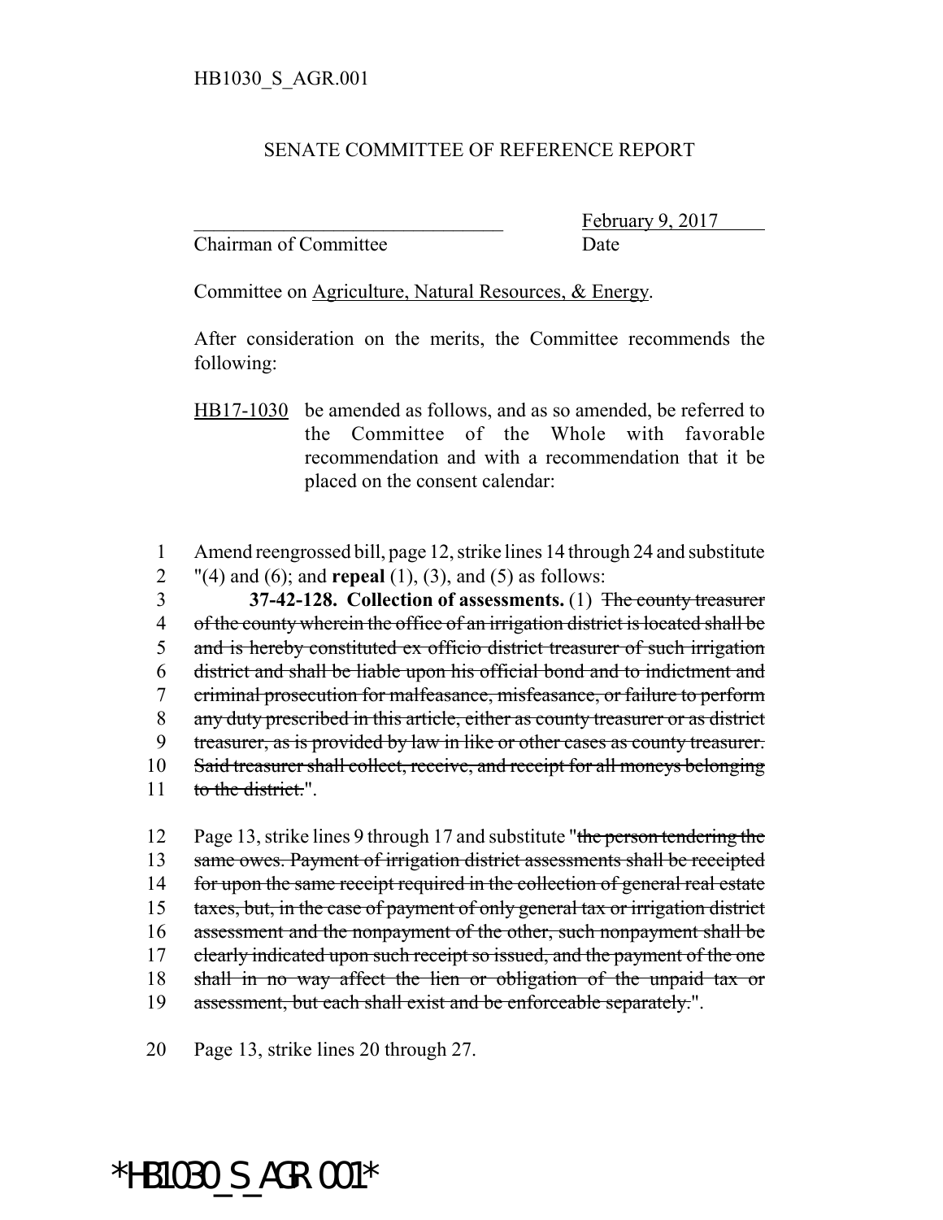HB1030_S_AGR.001

SENATE COMMITTEE OF REFERENCE REPORT

________________________________ February 9, 2017
Chairman of Committee Date

Committee on Agriculture, Natural Resources, & Energy.

After consideration on the merits, the Committee recommends the following:

HB17-1030 be amended as follows, and as so amended, be referred to the Committee of the Whole with favorable recommendation and with a recommendation that it be placed on the consent calendar:

1 Amend reengrossed bill, page 12, strike lines 14 through 24 and substitute
2 "(4) and (6); and **repeal** (1), (3), and (5) as follows:
3 **37-42-128. Collection of assessments.** (1) ~~The county treasurer~~
4 ~~of the county wherein the office of an irrigation district is located shall be~~
5 ~~and is hereby constituted ex officio district treasurer of such irrigation~~
6 ~~district and shall be liable upon his official bond and to indictment and~~
7 ~~criminal prosecution for malfeasance, misfeasance, or failure to perform~~
8 ~~any duty prescribed in this article, either as county treasurer or as district~~
9 ~~treasurer, as is provided by law in like or other cases as county treasurer.~~
10 ~~Said treasurer shall collect, receive, and receipt for all moneys belonging~~
11 ~~to the district.~~".

12 Page 13, strike lines 9 through 17 and substitute "~~the person tendering the~~
13 ~~same owes. Payment of irrigation district assessments shall be receipted~~
14 ~~for upon the same receipt required in the collection of general real estate~~
15 ~~taxes, but, in the case of payment of only general tax or irrigation district~~
16 ~~assessment and the nonpayment of the other, such nonpayment shall be~~
17 ~~clearly indicated upon such receipt so issued, and the payment of the one~~
18 ~~shall in no way affect the lien or obligation of the unpaid tax or~~
19 ~~assessment, but each shall exist and be enforceable separately.~~".

20 Page 13, strike lines 20 through 27.

*HB1030_S_AGR.001*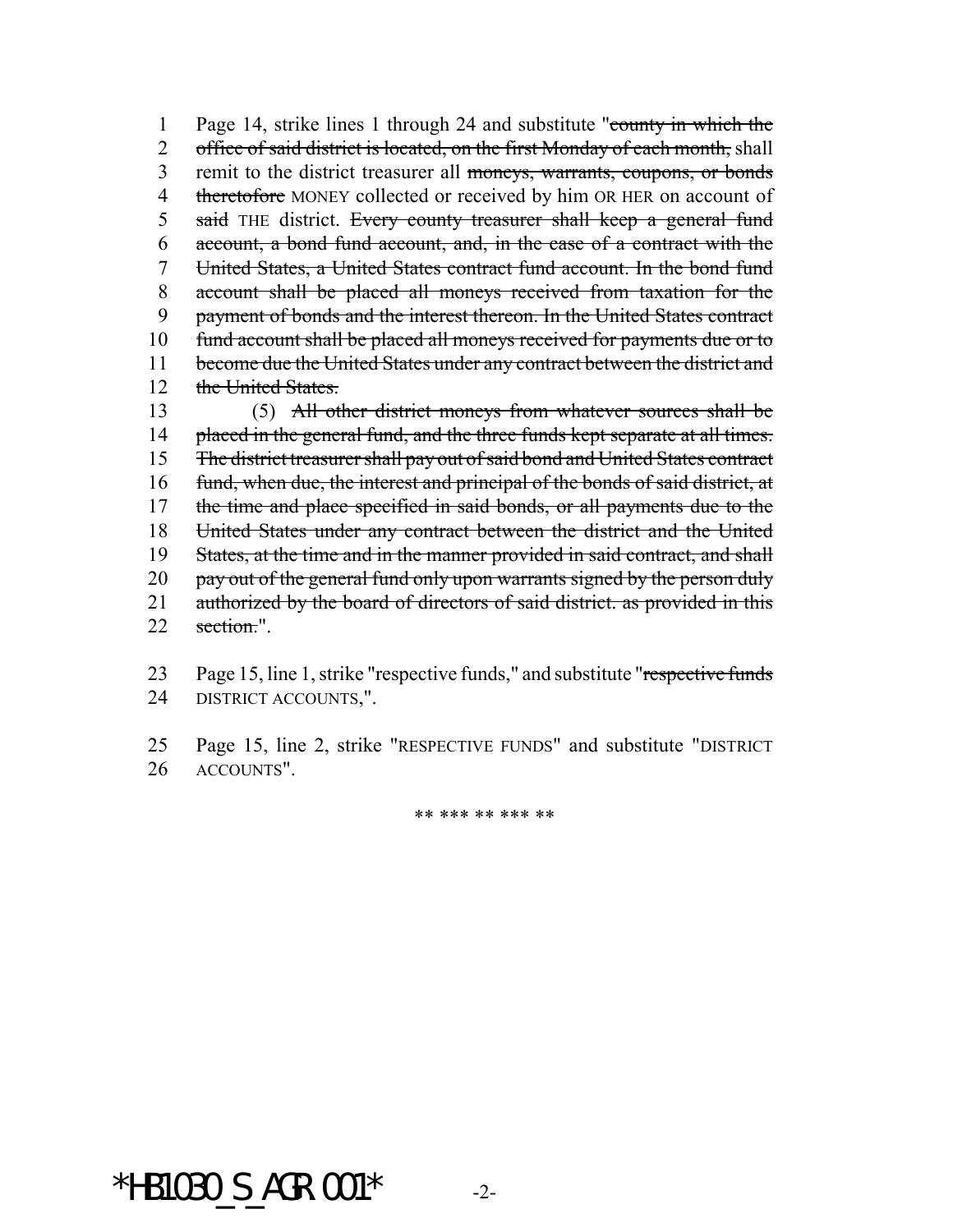1 Page 14, strike lines 1 through 24 and substitute "~~county in which the~~
2 ~~office of said district is located, on the first Monday of each month,~~ shall
3 remit to the district treasurer all ~~moneys, warrants, coupons, or bonds~~
4 ~~theretofore~~ MONEY collected or received by him OR HER on account of
5 ~~said~~ THE district. ~~Every county treasurer shall keep a general fund~~
6 ~~account, a bond fund account, and, in the case of a contract with the~~
7 ~~United States, a United States contract fund account. In the bond fund~~
8 ~~account shall be placed all moneys received from taxation for the~~
9 ~~payment of bonds and the interest thereon. In the United States contract~~
10 ~~fund account shall be placed all moneys received for payments due or to~~
11 ~~become due the United States under any contract between the district and~~
12 ~~the United States.~~

13 (5) ~~All other district moneys from whatever sources shall be~~
14 ~~placed in the general fund, and the three funds kept separate at all times.~~
15 ~~The district treasurer shall pay out of said bond and United States contract~~
16 ~~fund, when due, the interest and principal of the bonds of said district, at~~
17 ~~the time and place specified in said bonds, or all payments due to the~~
18 ~~United States under any contract between the district and the United~~
19 ~~States, at the time and in the manner provided in said contract, and shall~~
20 ~~pay out of the general fund only upon warrants signed by the person duly~~
21 ~~authorized by the board of directors of said district. as provided in this~~
22 ~~section.~~".

23 Page 15, line 1, strike "respective funds," and substitute "~~respective funds~~
24 DISTRICT ACCOUNTS,".

25 Page 15, line 2, strike "RESPECTIVE FUNDS" and substitute "DISTRICT
26 ACCOUNTS".

** *** ** *** **

*HB1030_S_AGR.001*